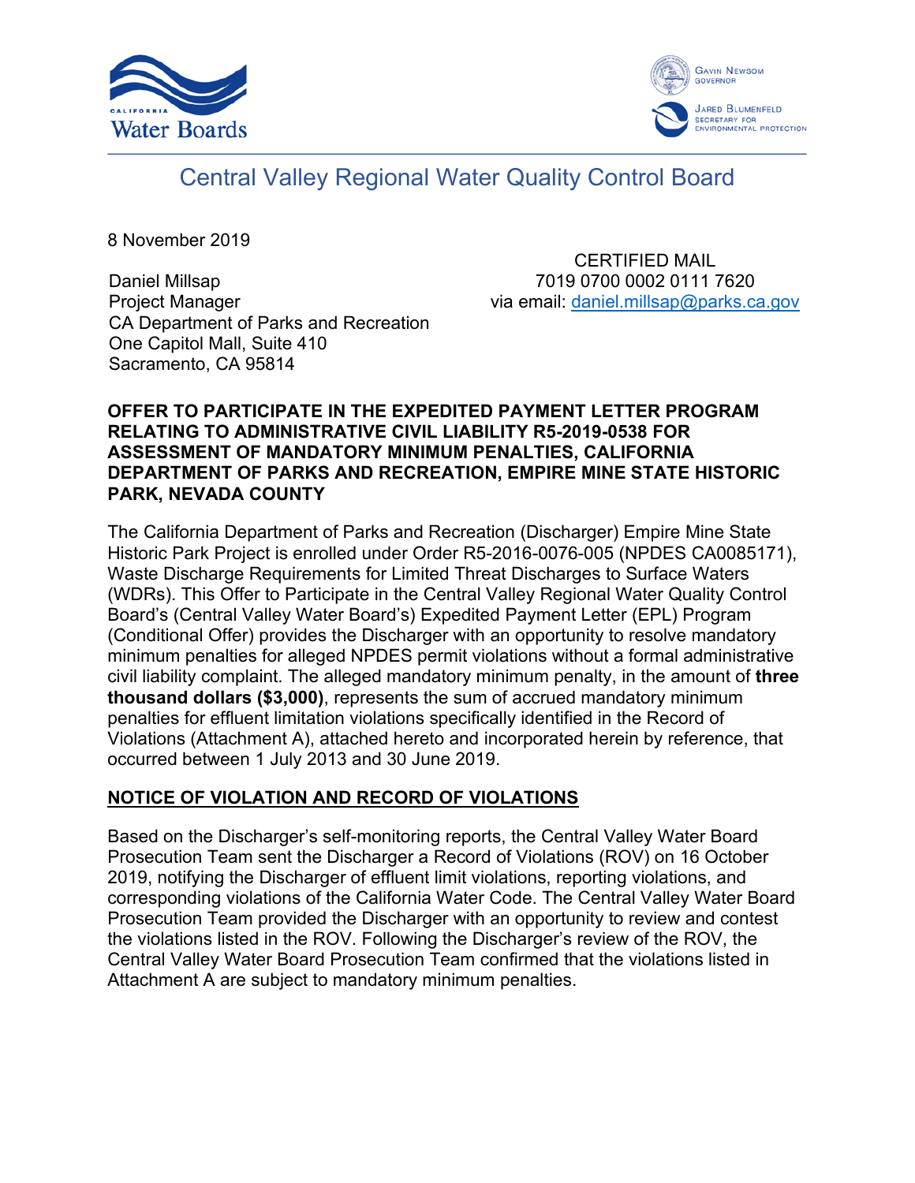CALIFORNIA Water Boards

Gavin Newsom, Governor

Jared Blumenfeld, Secretary for Environmental Protection

# Central Valley Regional Water Quality Control Board

8 November 2019

Daniel Millsap
Project Manager
CA Department of Parks and Recreation
One Capitol Mall, Suite 410
Sacramento, CA 95814

CERTIFIED MAIL
7019 0700 0002 0111 7620
via email: daniel.millsap@parks.ca.gov

**OFFER TO PARTICIPATE IN THE EXPEDITED PAYMENT LETTER PROGRAM RELATING TO ADMINISTRATIVE CIVIL LIABILITY R5-2019-0538 FOR ASSESSMENT OF MANDATORY MINIMUM PENALTIES, CALIFORNIA DEPARTMENT OF PARKS AND RECREATION, EMPIRE MINE STATE HISTORIC PARK, NEVADA COUNTY**

The California Department of Parks and Recreation (Discharger) Empire Mine State Historic Park Project is enrolled under Order R5-2016-0076-005 (NPDES CA0085171), Waste Discharge Requirements for Limited Threat Discharges to Surface Waters (WDRs). This Offer to Participate in the Central Valley Regional Water Quality Control Board's (Central Valley Water Board's) Expedited Payment Letter (EPL) Program (Conditional Offer) provides the Discharger with an opportunity to resolve mandatory minimum penalties for alleged NPDES permit violations without a formal administrative civil liability complaint. The alleged mandatory minimum penalty, in the amount of **three thousand dollars ($3,000)**, represents the sum of accrued mandatory minimum penalties for effluent limitation violations specifically identified in the Record of Violations (Attachment A), attached hereto and incorporated herein by reference, that occurred between 1 July 2013 and 30 June 2019.

## NOTICE OF VIOLATION AND RECORD OF VIOLATIONS

Based on the Discharger's self-monitoring reports, the Central Valley Water Board Prosecution Team sent the Discharger a Record of Violations (ROV) on 16 October 2019, notifying the Discharger of effluent limit violations, reporting violations, and corresponding violations of the California Water Code. The Central Valley Water Board Prosecution Team provided the Discharger with an opportunity to review and contest the violations listed in the ROV. Following the Discharger's review of the ROV, the Central Valley Water Board Prosecution Team confirmed that the violations listed in Attachment A are subject to mandatory minimum penalties.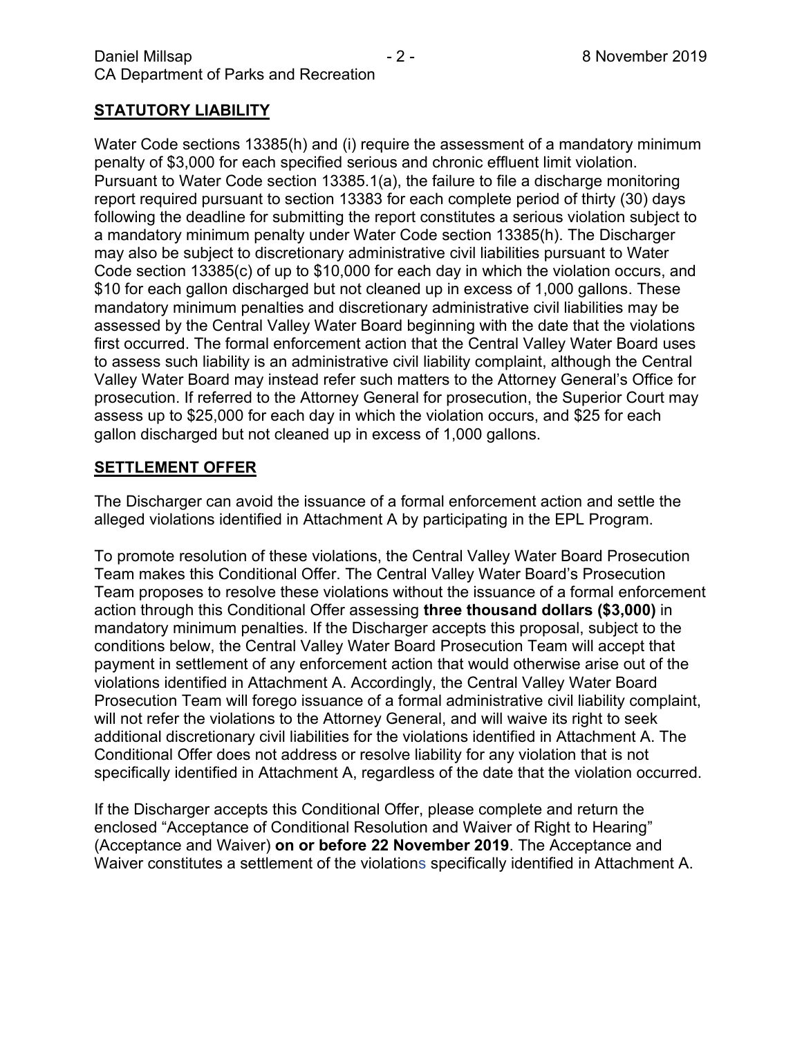## STATUTORY LIABILITY

Water Code sections 13385(h) and (i) require the assessment of a mandatory minimum penalty of $3,000 for each specified serious and chronic effluent limit violation. Pursuant to Water Code section 13385.1(a), the failure to file a discharge monitoring report required pursuant to section 13383 for each complete period of thirty (30) days following the deadline for submitting the report constitutes a serious violation subject to a mandatory minimum penalty under Water Code section 13385(h). The Discharger may also be subject to discretionary administrative civil liabilities pursuant to Water Code section 13385(c) of up to $10,000 for each day in which the violation occurs, and $10 for each gallon discharged but not cleaned up in excess of 1,000 gallons. These mandatory minimum penalties and discretionary administrative civil liabilities may be assessed by the Central Valley Water Board beginning with the date that the violations first occurred. The formal enforcement action that the Central Valley Water Board uses to assess such liability is an administrative civil liability complaint, although the Central Valley Water Board may instead refer such matters to the Attorney General's Office for prosecution. If referred to the Attorney General for prosecution, the Superior Court may assess up to $25,000 for each day in which the violation occurs, and $25 for each gallon discharged but not cleaned up in excess of 1,000 gallons.

## SETTLEMENT OFFER

The Discharger can avoid the issuance of a formal enforcement action and settle the alleged violations identified in Attachment A by participating in the EPL Program.

To promote resolution of these violations, the Central Valley Water Board Prosecution Team makes this Conditional Offer. The Central Valley Water Board's Prosecution Team proposes to resolve these violations without the issuance of a formal enforcement action through this Conditional Offer assessing **three thousand dollars ($3,000)** in mandatory minimum penalties. If the Discharger accepts this proposal, subject to the conditions below, the Central Valley Water Board Prosecution Team will accept that payment in settlement of any enforcement action that would otherwise arise out of the violations identified in Attachment A. Accordingly, the Central Valley Water Board Prosecution Team will forego issuance of a formal administrative civil liability complaint, will not refer the violations to the Attorney General, and will waive its right to seek additional discretionary civil liabilities for the violations identified in Attachment A. The Conditional Offer does not address or resolve liability for any violation that is not specifically identified in Attachment A, regardless of the date that the violation occurred.

If the Discharger accepts this Conditional Offer, please complete and return the enclosed "Acceptance of Conditional Resolution and Waiver of Right to Hearing" (Acceptance and Waiver) **on or before 22 November 2019**. The Acceptance and Waiver constitutes a settlement of the violations specifically identified in Attachment A.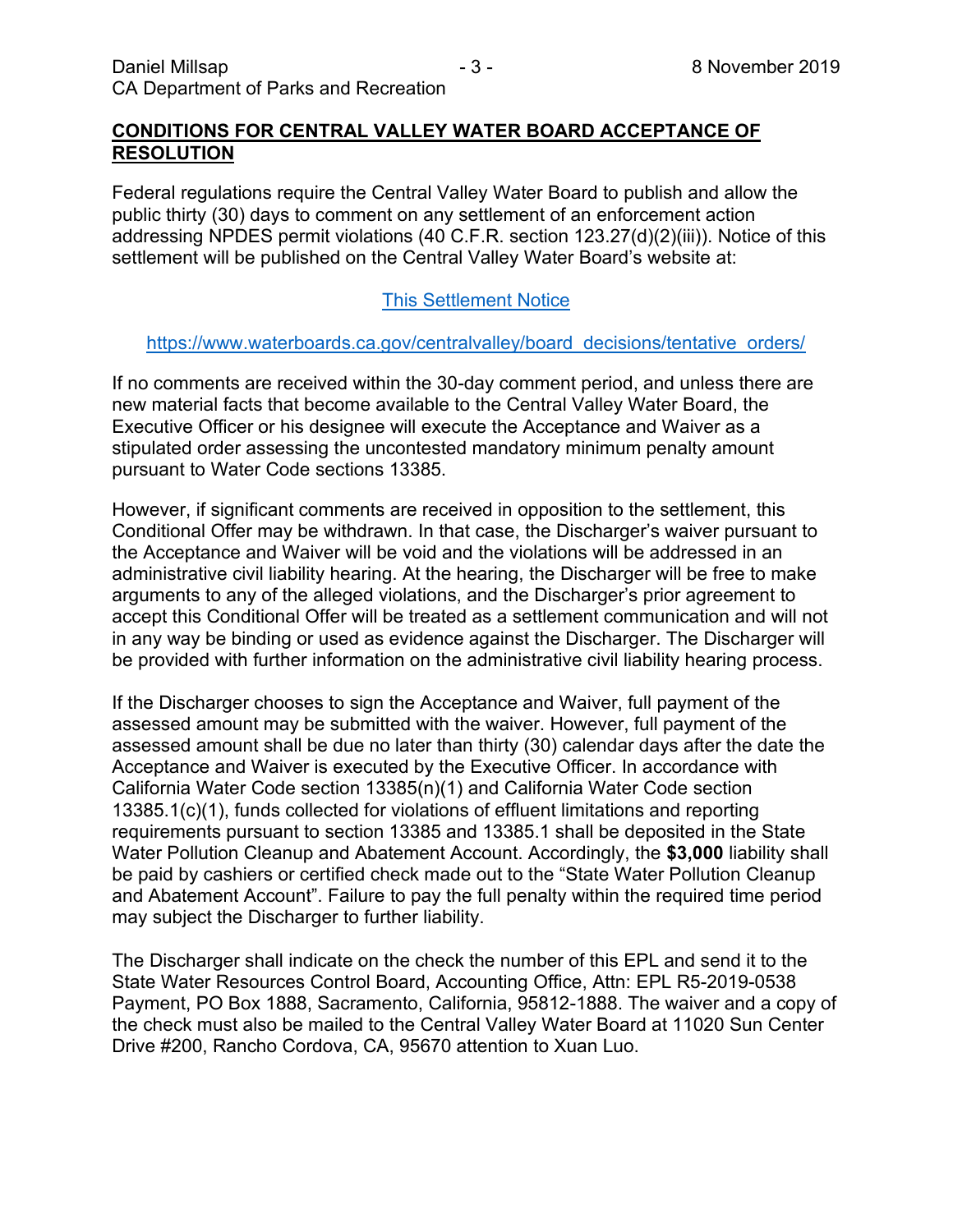## CONDITIONS FOR CENTRAL VALLEY WATER BOARD ACCEPTANCE OF RESOLUTION

Federal regulations require the Central Valley Water Board to publish and allow the public thirty (30) days to comment on any settlement of an enforcement action addressing NPDES permit violations (40 C.F.R. section 123.27(d)(2)(iii)). Notice of this settlement will be published on the Central Valley Water Board's website at:

This Settlement Notice

https://www.waterboards.ca.gov/centralvalley/board_decisions/tentative_orders/

If no comments are received within the 30-day comment period, and unless there are new material facts that become available to the Central Valley Water Board, the Executive Officer or his designee will execute the Acceptance and Waiver as a stipulated order assessing the uncontested mandatory minimum penalty amount pursuant to Water Code sections 13385.

However, if significant comments are received in opposition to the settlement, this Conditional Offer may be withdrawn. In that case, the Discharger's waiver pursuant to the Acceptance and Waiver will be void and the violations will be addressed in an administrative civil liability hearing. At the hearing, the Discharger will be free to make arguments to any of the alleged violations, and the Discharger's prior agreement to accept this Conditional Offer will be treated as a settlement communication and will not in any way be binding or used as evidence against the Discharger. The Discharger will be provided with further information on the administrative civil liability hearing process.

If the Discharger chooses to sign the Acceptance and Waiver, full payment of the assessed amount may be submitted with the waiver. However, full payment of the assessed amount shall be due no later than thirty (30) calendar days after the date the Acceptance and Waiver is executed by the Executive Officer. In accordance with California Water Code section 13385(n)(1) and California Water Code section 13385.1(c)(1), funds collected for violations of effluent limitations and reporting requirements pursuant to section 13385 and 13385.1 shall be deposited in the State Water Pollution Cleanup and Abatement Account. Accordingly, the **$3,000** liability shall be paid by cashiers or certified check made out to the "State Water Pollution Cleanup and Abatement Account". Failure to pay the full penalty within the required time period may subject the Discharger to further liability.

The Discharger shall indicate on the check the number of this EPL and send it to the State Water Resources Control Board, Accounting Office, Attn: EPL R5-2019-0538 Payment, PO Box 1888, Sacramento, California, 95812-1888. The waiver and a copy of the check must also be mailed to the Central Valley Water Board at 11020 Sun Center Drive #200, Rancho Cordova, CA, 95670 attention to Xuan Luo.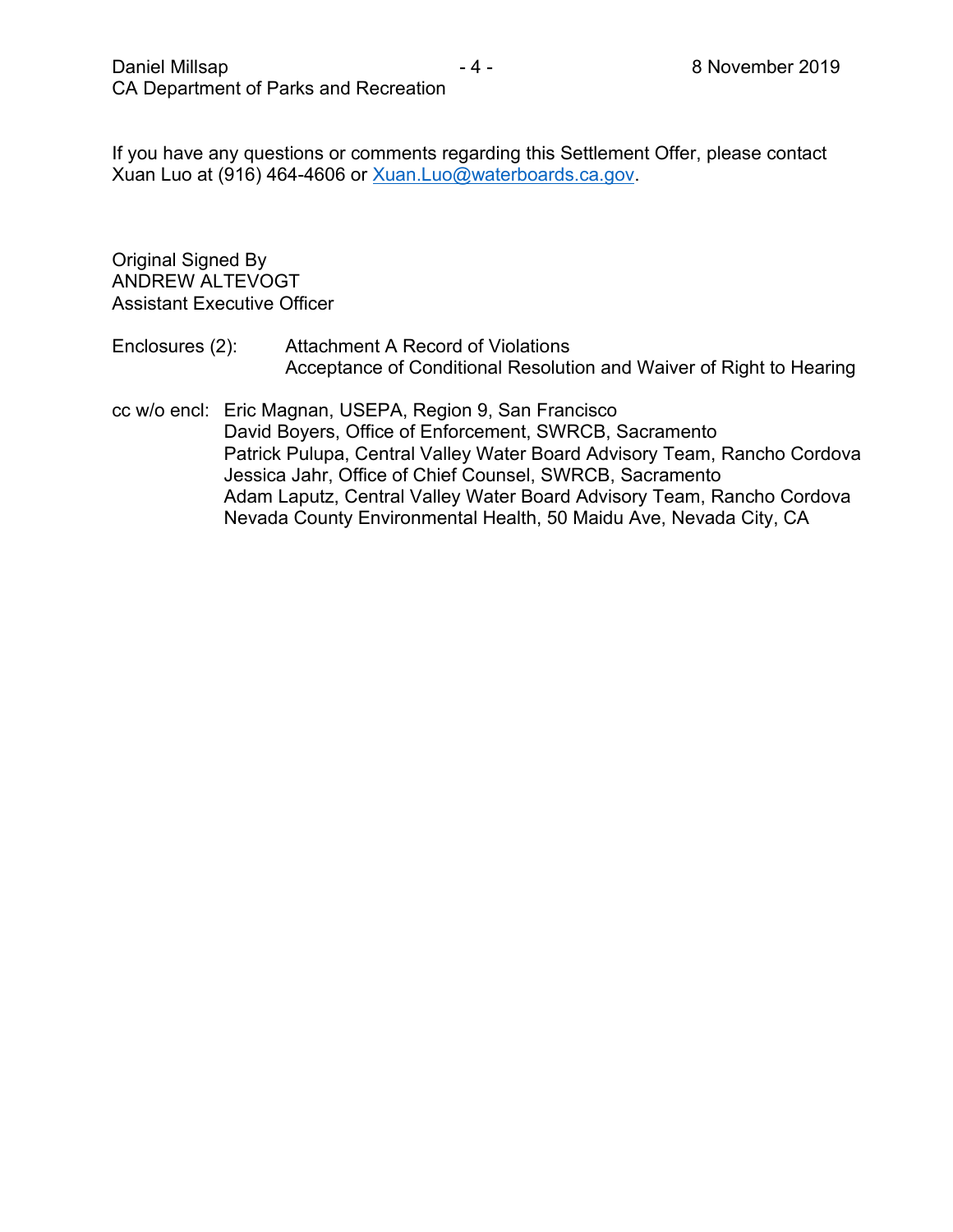If you have any questions or comments regarding this Settlement Offer, please contact Xuan Luo at (916) 464-4606 or Xuan.Luo@waterboards.ca.gov.

Original Signed By
ANDREW ALTEVOGT
Assistant Executive Officer

Enclosures (2): Attachment A Record of Violations
Acceptance of Conditional Resolution and Waiver of Right to Hearing

cc w/o encl: Eric Magnan, USEPA, Region 9, San Francisco
David Boyers, Office of Enforcement, SWRCB, Sacramento
Patrick Pulupa, Central Valley Water Board Advisory Team, Rancho Cordova
Jessica Jahr, Office of Chief Counsel, SWRCB, Sacramento
Adam Laputz, Central Valley Water Board Advisory Team, Rancho Cordova
Nevada County Environmental Health, 50 Maidu Ave, Nevada City, CA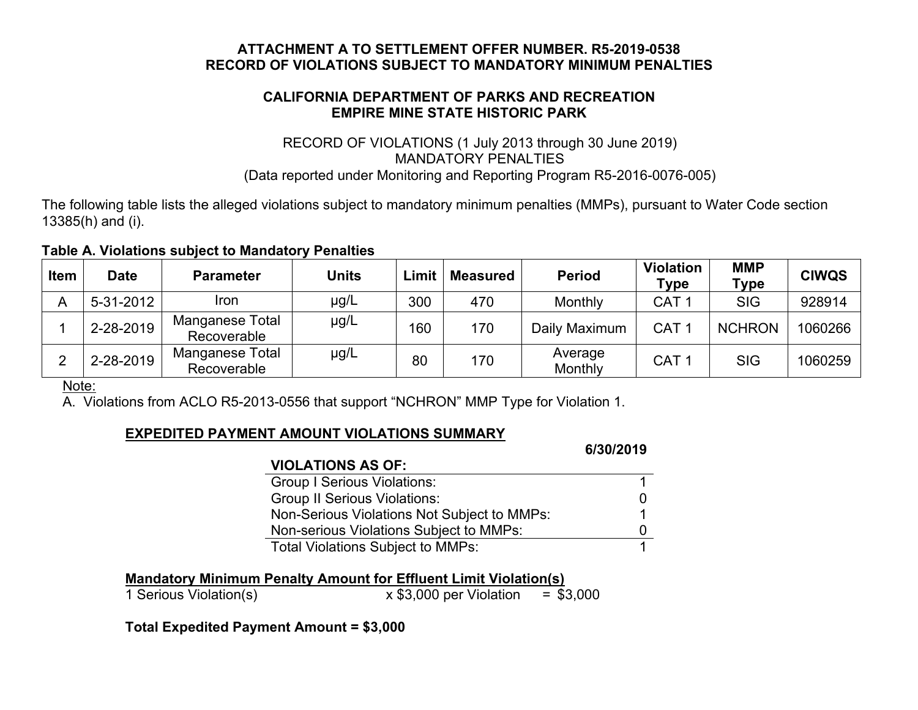**ATTACHMENT A TO SETTLEMENT OFFER NUMBER. R5-2019-0538**
**RECORD OF VIOLATIONS SUBJECT TO MANDATORY MINIMUM PENALTIES**

**CALIFORNIA DEPARTMENT OF PARKS AND RECREATION**
**EMPIRE MINE STATE HISTORIC PARK**

RECORD OF VIOLATIONS (1 July 2013 through 30 June 2019)
MANDATORY PENALTIES
(Data reported under Monitoring and Reporting Program R5-2016-0076-005)

The following table lists the alleged violations subject to mandatory minimum penalties (MMPs), pursuant to Water Code section 13385(h) and (i).

**Table A. Violations subject to Mandatory Penalties**

| Item | Date | Parameter | Units | Limit | Measured | Period | Violation Type | MMP Type | CIWQS |
|---|---|---|---|---|---|---|---|---|---|
| A | 5-31-2012 | Iron | µg/L | 300 | 470 | Monthly | CAT 1 | SIG | 928914 |
| 1 | 2-28-2019 | Manganese Total Recoverable | µg/L | 160 | 170 | Daily Maximum | CAT 1 | NCHRON | 1060266 |
| 2 | 2-28-2019 | Manganese Total Recoverable | µg/L | 80 | 170 | Average Monthly | CAT 1 | SIG | 1060259 |

Note:
A. Violations from ACLO R5-2013-0556 that support "NCHRON" MMP Type for Violation 1.

**EXPEDITED PAYMENT AMOUNT VIOLATIONS SUMMARY**

| **VIOLATIONS AS OF:** | **6/30/2019** |
|---|---|
| Group I Serious Violations: | 1 |
| Group II Serious Violations: | 0 |
| Non-Serious Violations Not Subject to MMPs: | 1 |
| Non-serious Violations Subject to MMPs: | 0 |
| Total Violations Subject to MMPs: | 1 |

**Mandatory Minimum Penalty Amount for Effluent Limit Violation(s)**

1 Serious Violation(s) x $3,000 per Violation = $3,000

**Total Expedited Payment Amount = $3,000**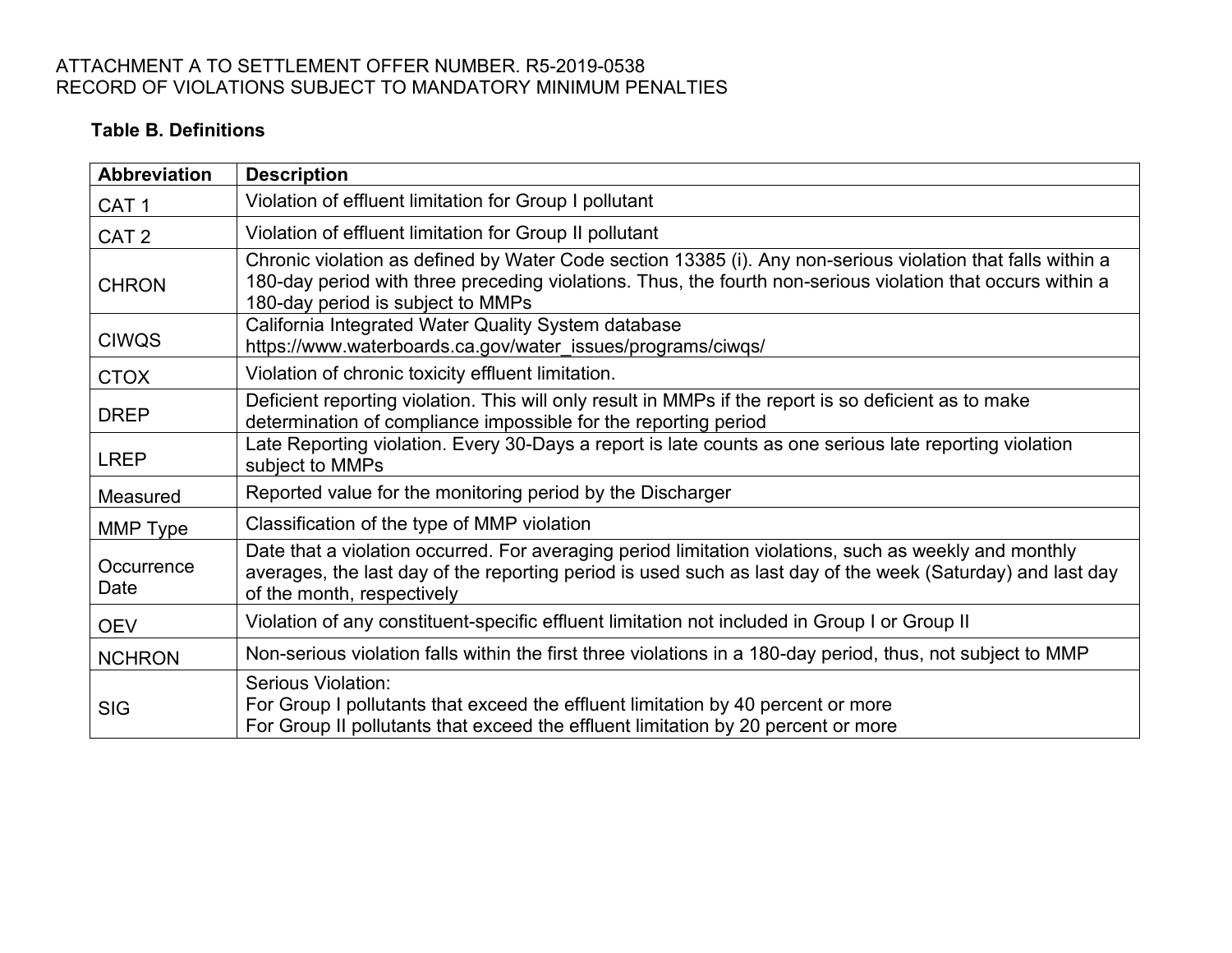ATTACHMENT A TO SETTLEMENT OFFER NUMBER. R5-2019-0538
RECORD OF VIOLATIONS SUBJECT TO MANDATORY MINIMUM PENALTIES

**Table B. Definitions**

| Abbreviation | Description |
|---|---|
| CAT 1 | Violation of effluent limitation for Group I pollutant |
| CAT 2 | Violation of effluent limitation for Group II pollutant |
| CHRON | Chronic violation as defined by Water Code section 13385 (i). Any non-serious violation that falls within a 180-day period with three preceding violations. Thus, the fourth non-serious violation that occurs within a 180-day period is subject to MMPs |
| CIWQS | California Integrated Water Quality System database https://www.waterboards.ca.gov/water_issues/programs/ciwqs/ |
| CTOX | Violation of chronic toxicity effluent limitation. |
| DREP | Deficient reporting violation. This will only result in MMPs if the report is so deficient as to make determination of compliance impossible for the reporting period |
| LREP | Late Reporting violation. Every 30-Days a report is late counts as one serious late reporting violation subject to MMPs |
| Measured | Reported value for the monitoring period by the Discharger |
| MMP Type | Classification of the type of MMP violation |
| Occurrence Date | Date that a violation occurred. For averaging period limitation violations, such as weekly and monthly averages, the last day of the reporting period is used such as last day of the week (Saturday) and last day of the month, respectively |
| OEV | Violation of any constituent-specific effluent limitation not included in Group I or Group II |
| NCHRON | Non-serious violation falls within the first three violations in a 180-day period, thus, not subject to MMP |
| SIG | Serious Violation:<br>For Group I pollutants that exceed the effluent limitation by 40 percent or more<br>For Group II pollutants that exceed the effluent limitation by 20 percent or more |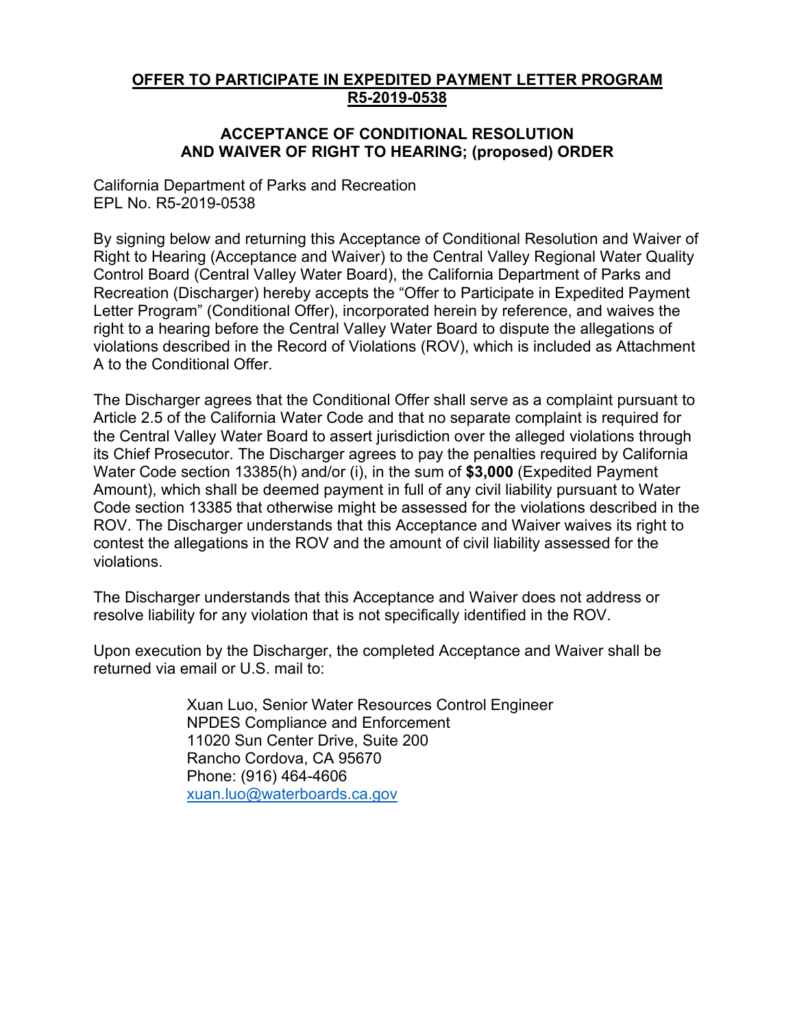**OFFER TO PARTICIPATE IN EXPEDITED PAYMENT LETTER PROGRAM R5-2019-0538**

**ACCEPTANCE OF CONDITIONAL RESOLUTION AND WAIVER OF RIGHT TO HEARING; (proposed) ORDER**

California Department of Parks and Recreation
EPL No. R5-2019-0538

By signing below and returning this Acceptance of Conditional Resolution and Waiver of Right to Hearing (Acceptance and Waiver) to the Central Valley Regional Water Quality Control Board (Central Valley Water Board), the California Department of Parks and Recreation (Discharger) hereby accepts the "Offer to Participate in Expedited Payment Letter Program" (Conditional Offer), incorporated herein by reference, and waives the right to a hearing before the Central Valley Water Board to dispute the allegations of violations described in the Record of Violations (ROV), which is included as Attachment A to the Conditional Offer.

The Discharger agrees that the Conditional Offer shall serve as a complaint pursuant to Article 2.5 of the California Water Code and that no separate complaint is required for the Central Valley Water Board to assert jurisdiction over the alleged violations through its Chief Prosecutor. The Discharger agrees to pay the penalties required by California Water Code section 13385(h) and/or (i), in the sum of **$3,000** (Expedited Payment Amount), which shall be deemed payment in full of any civil liability pursuant to Water Code section 13385 that otherwise might be assessed for the violations described in the ROV. The Discharger understands that this Acceptance and Waiver waives its right to contest the allegations in the ROV and the amount of civil liability assessed for the violations.

The Discharger understands that this Acceptance and Waiver does not address or resolve liability for any violation that is not specifically identified in the ROV.

Upon execution by the Discharger, the completed Acceptance and Waiver shall be returned via email or U.S. mail to:

Xuan Luo, Senior Water Resources Control Engineer
NPDES Compliance and Enforcement
11020 Sun Center Drive, Suite 200
Rancho Cordova, CA 95670
Phone: (916) 464-4606
xuan.luo@waterboards.ca.gov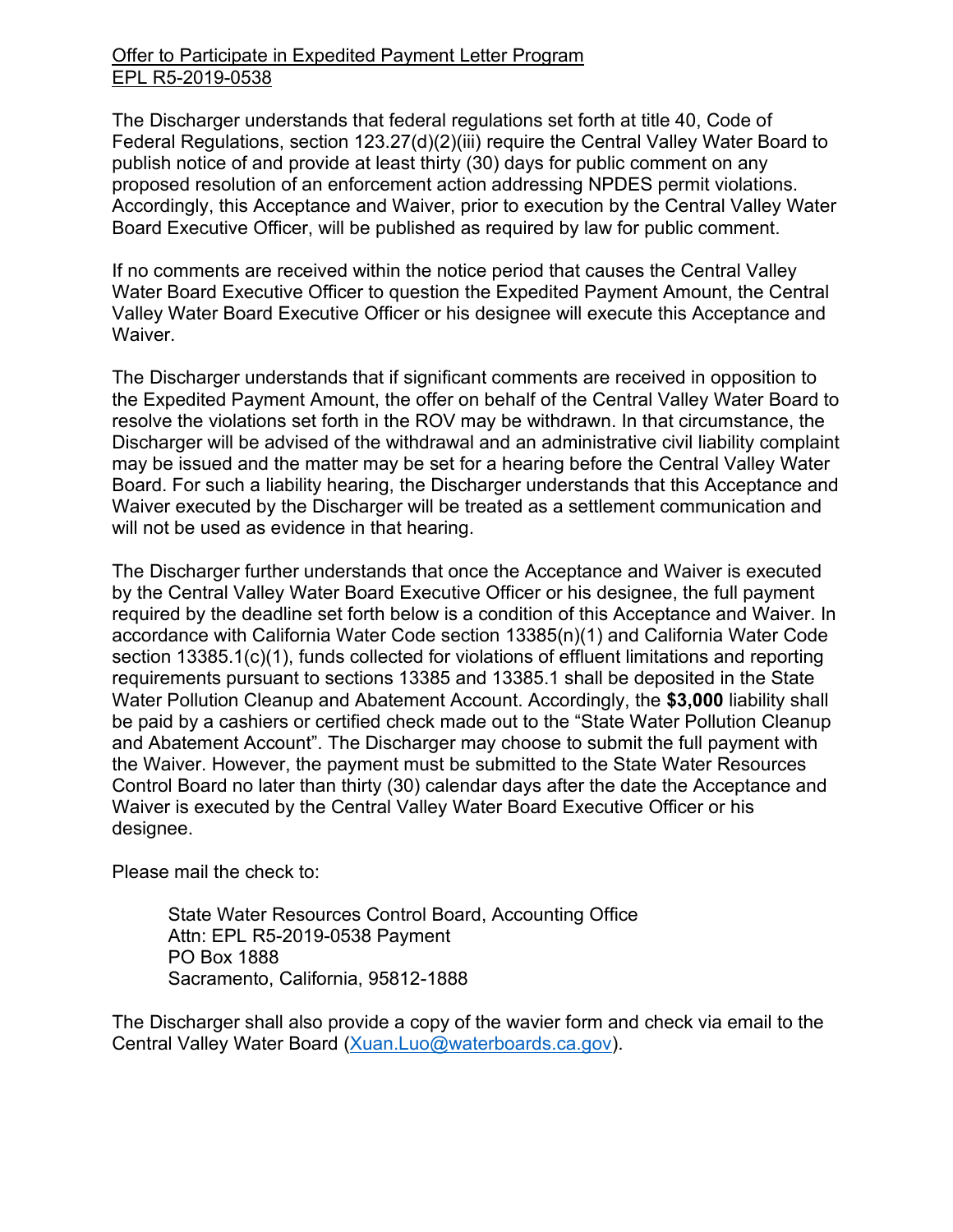Offer to Participate in Expedited Payment Letter Program
EPL R5-2019-0538

The Discharger understands that federal regulations set forth at title 40, Code of Federal Regulations, section 123.27(d)(2)(iii) require the Central Valley Water Board to publish notice of and provide at least thirty (30) days for public comment on any proposed resolution of an enforcement action addressing NPDES permit violations. Accordingly, this Acceptance and Waiver, prior to execution by the Central Valley Water Board Executive Officer, will be published as required by law for public comment.

If no comments are received within the notice period that causes the Central Valley Water Board Executive Officer to question the Expedited Payment Amount, the Central Valley Water Board Executive Officer or his designee will execute this Acceptance and Waiver.

The Discharger understands that if significant comments are received in opposition to the Expedited Payment Amount, the offer on behalf of the Central Valley Water Board to resolve the violations set forth in the ROV may be withdrawn. In that circumstance, the Discharger will be advised of the withdrawal and an administrative civil liability complaint may be issued and the matter may be set for a hearing before the Central Valley Water Board. For such a liability hearing, the Discharger understands that this Acceptance and Waiver executed by the Discharger will be treated as a settlement communication and will not be used as evidence in that hearing.

The Discharger further understands that once the Acceptance and Waiver is executed by the Central Valley Water Board Executive Officer or his designee, the full payment required by the deadline set forth below is a condition of this Acceptance and Waiver. In accordance with California Water Code section 13385(n)(1) and California Water Code section 13385.1(c)(1), funds collected for violations of effluent limitations and reporting requirements pursuant to sections 13385 and 13385.1 shall be deposited in the State Water Pollution Cleanup and Abatement Account. Accordingly, the **$3,000** liability shall be paid by a cashiers or certified check made out to the "State Water Pollution Cleanup and Abatement Account". The Discharger may choose to submit the full payment with the Waiver. However, the payment must be submitted to the State Water Resources Control Board no later than thirty (30) calendar days after the date the Acceptance and Waiver is executed by the Central Valley Water Board Executive Officer or his designee.

Please mail the check to:

State Water Resources Control Board, Accounting Office
Attn: EPL R5-2019-0538 Payment
PO Box 1888
Sacramento, California, 95812-1888

The Discharger shall also provide a copy of the wavier form and check via email to the Central Valley Water Board (Xuan.Luo@waterboards.ca.gov).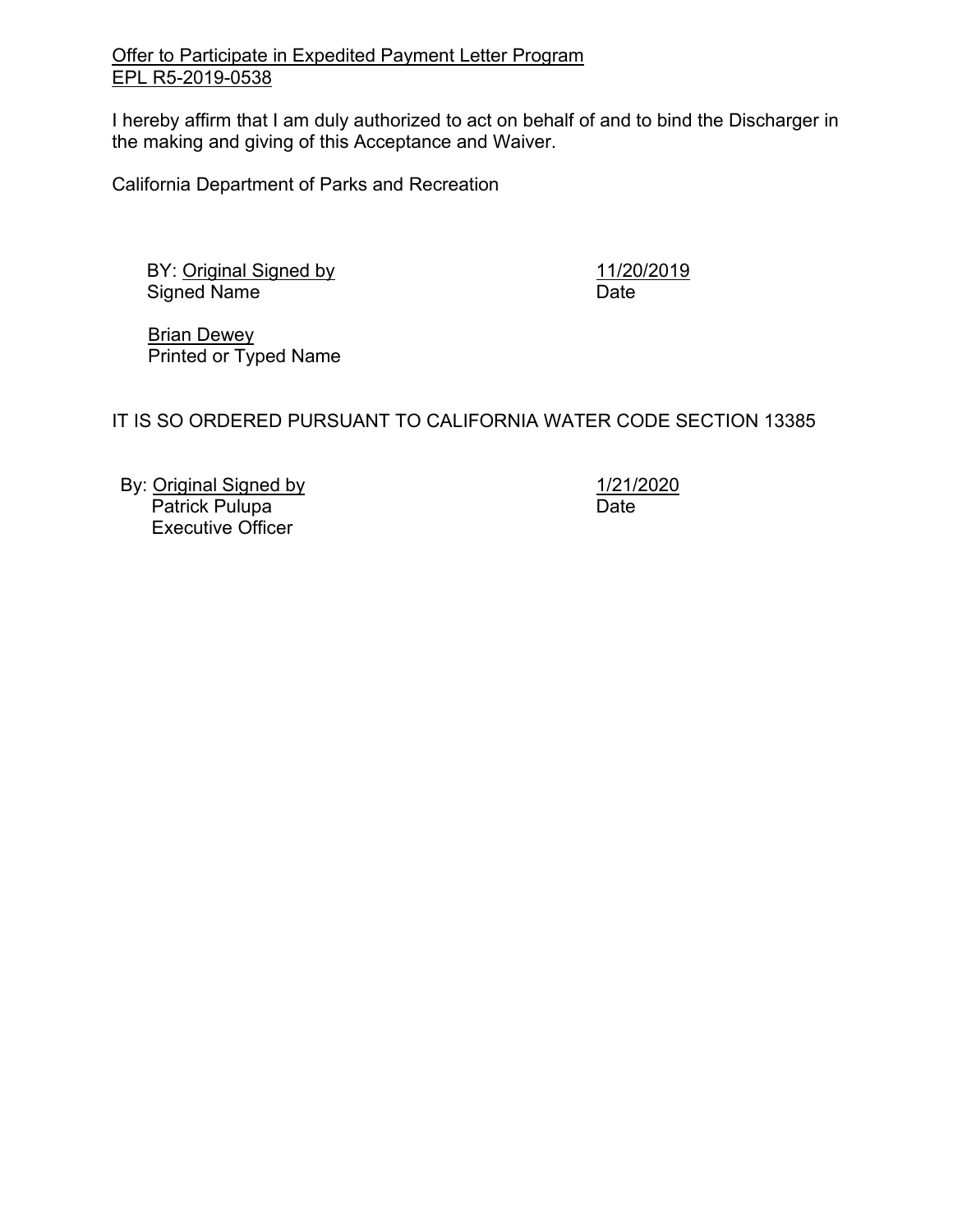Offer to Participate in Expedited Payment Letter Program
EPL R5-2019-0538

I hereby affirm that I am duly authorized to act on behalf of and to bind the Discharger in the making and giving of this Acceptance and Waiver.

California Department of Parks and Recreation

BY: Original Signed by
Signed Name

11/20/2019
Date

Brian Dewey
Printed or Typed Name

IT IS SO ORDERED PURSUANT TO CALIFORNIA WATER CODE SECTION 13385

By: Original Signed by
Patrick Pulupa
Executive Officer

1/21/2020
Date